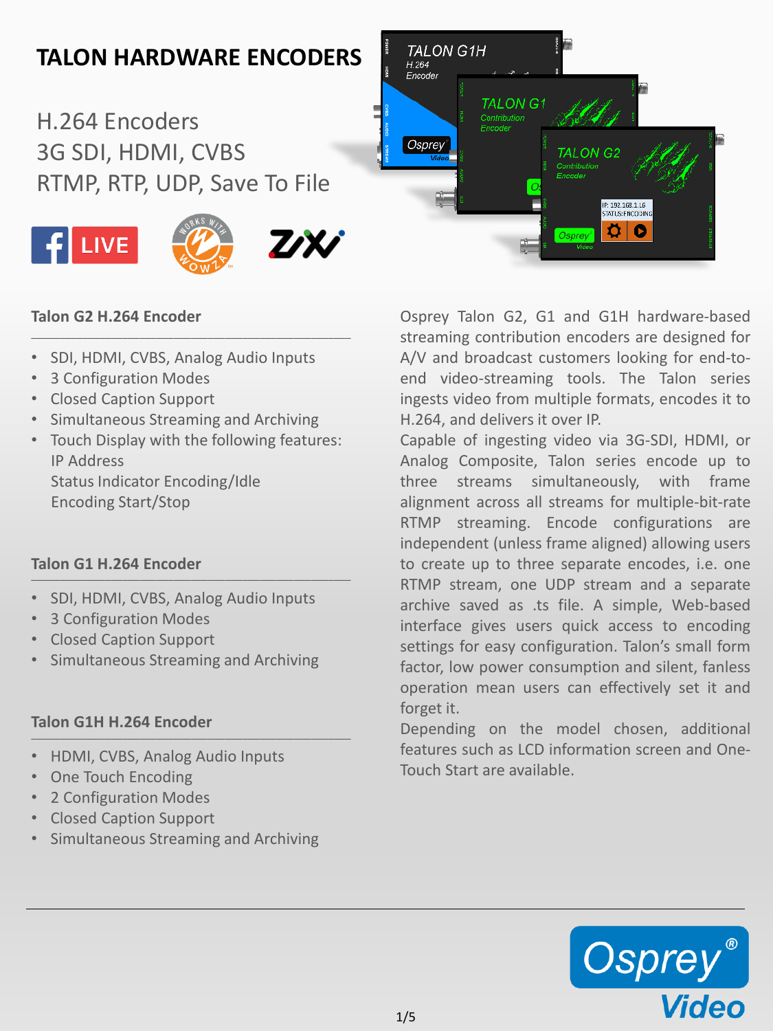# TALON HARDWARE ENCODERS

H.264 Encoders
3G SDI, HDMI, CVBS
RTMP, RTP, UDP, Save To File

### Talon G2 H.264 Encoder

- SDI, HDMI, CVBS, Analog Audio Inputs
- 3 Configuration Modes
- Closed Caption Support
- Simultaneous Streaming and Archiving
- Touch Display with the following features:
  IP Address
  Status Indicator Encoding/Idle
  Encoding Start/Stop

### Talon G1 H.264 Encoder

- SDI, HDMI, CVBS, Analog Audio Inputs
- 3 Configuration Modes
- Closed Caption Support
- Simultaneous Streaming and Archiving

### Talon G1H H.264 Encoder

- HDMI, CVBS, Analog Audio Inputs
- One Touch Encoding
- 2 Configuration Modes
- Closed Caption Support
- Simultaneous Streaming and Archiving

Osprey Talon G2, G1 and G1H hardware-based streaming contribution encoders are designed for A/V and broadcast customers looking for end-to-end video-streaming tools. The Talon series ingests video from multiple formats, encodes it to H.264, and delivers it over IP.

Capable of ingesting video via 3G-SDI, HDMI, or Analog Composite, Talon series encode up to three streams simultaneously, with frame alignment across all streams for multiple-bit-rate RTMP streaming. Encode configurations are independent (unless frame aligned) allowing users to create up to three separate encodes, i.e. one RTMP stream, one UDP stream and a separate archive saved as .ts file. A simple, Web-based interface gives users quick access to encoding settings for easy configuration. Talon's small form factor, low power consumption and silent, fanless operation mean users can effectively set it and forget it.

Depending on the model chosen, additional features such as LCD information screen and One-Touch Start are available.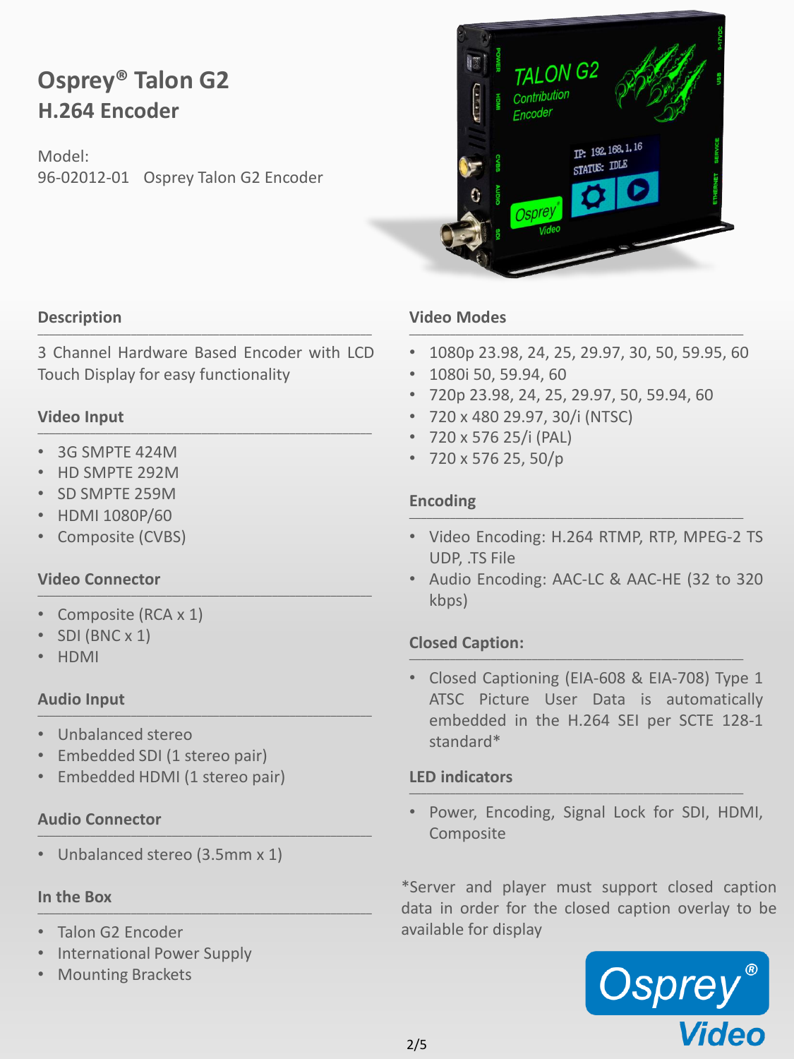# Osprey® Talon G2
## H.264 Encoder

Model:
96-02012-01 Osprey Talon G2 Encoder

### Description

3 Channel Hardware Based Encoder with LCD Touch Display for easy functionality

### Video Input

- 3G SMPTE 424M
- HD SMPTE 292M
- SD SMPTE 259M
- HDMI 1080P/60
- Composite (CVBS)

### Video Connector

- Composite (RCA x 1)
- SDI (BNC x 1)
- HDMI

### Audio Input

- Unbalanced stereo
- Embedded SDI (1 stereo pair)
- Embedded HDMI (1 stereo pair)

### Audio Connector

- Unbalanced stereo (3.5mm x 1)

### In the Box

- Talon G2 Encoder
- International Power Supply
- Mounting Brackets

### Video Modes

- 1080p 23.98, 24, 25, 29.97, 30, 50, 59.95, 60
- 1080i 50, 59.94, 60
- 720p 23.98, 24, 25, 29.97, 50, 59.94, 60
- 720 x 480 29.97, 30/i (NTSC)
- 720 x 576 25/i (PAL)
- 720 x 576 25, 50/p

### Encoding

- Video Encoding: H.264 RTMP, RTP, MPEG-2 TS UDP, .TS File
- Audio Encoding: AAC-LC & AAC-HE (32 to 320 kbps)

### Closed Caption:

- Closed Captioning (EIA-608 & EIA-708) Type 1 ATSC Picture User Data is automatically embedded in the H.264 SEI per SCTE 128-1 standard*

### LED indicators

- Power, Encoding, Signal Lock for SDI, HDMI, Composite

*Server and player must support closed caption data in order for the closed caption overlay to be available for display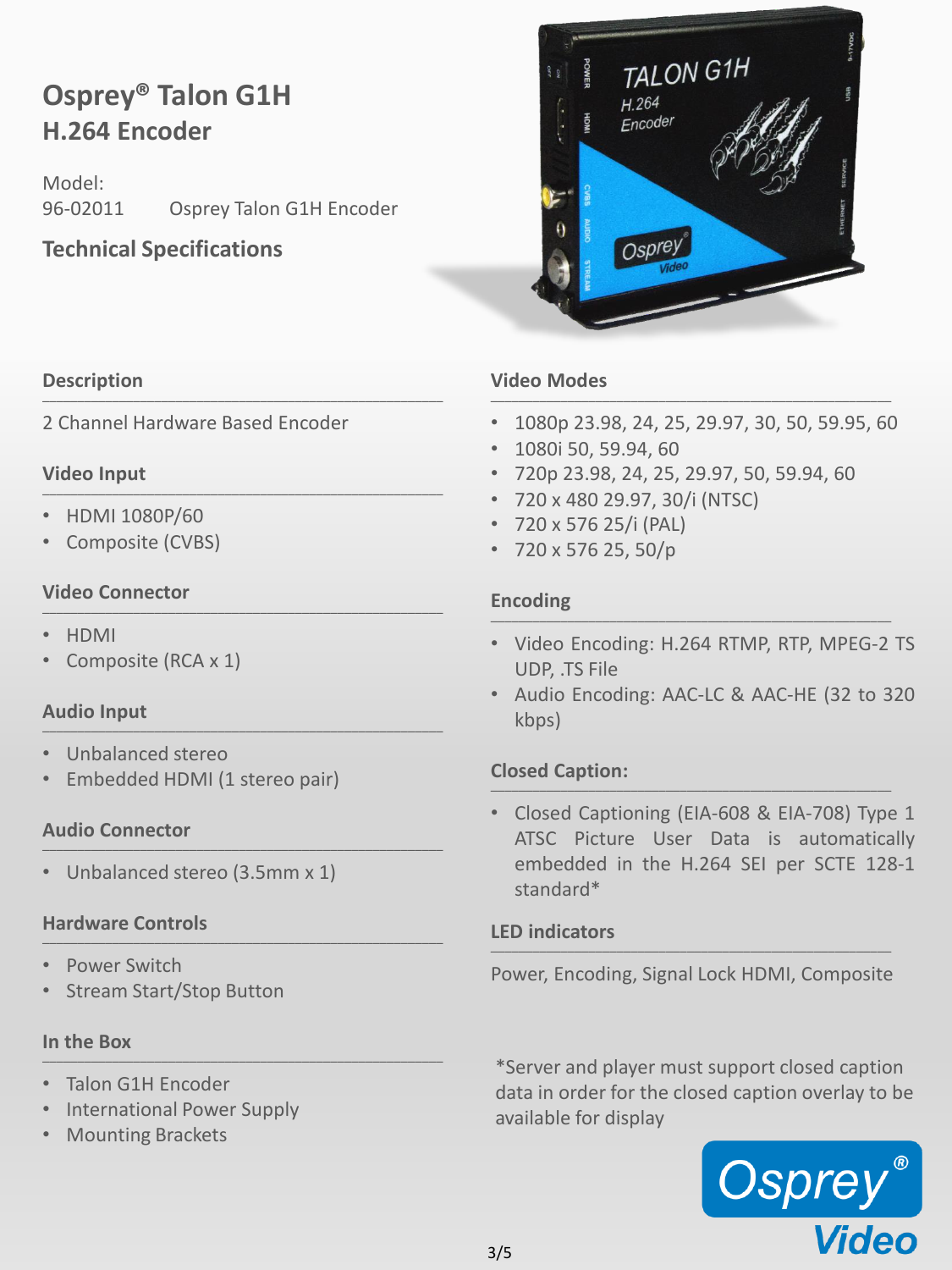# Osprey® Talon G1H
## H.264 Encoder

Model:
96-02011 Osprey Talon G1H Encoder

### Technical Specifications

**Description**

2 Channel Hardware Based Encoder

**Video Input**

- HDMI 1080P/60
- Composite (CVBS)

**Video Connector**

- HDMI
- Composite (RCA x 1)

**Audio Input**

- Unbalanced stereo
- Embedded HDMI (1 stereo pair)

**Audio Connector**

- Unbalanced stereo (3.5mm x 1)

**Hardware Controls**

- Power Switch
- Stream Start/Stop Button

**In the Box**

- Talon G1H Encoder
- International Power Supply
- Mounting Brackets

**Video Modes**

- 1080p 23.98, 24, 25, 29.97, 30, 50, 59.95, 60
- 1080i 50, 59.94, 60
- 720p 23.98, 24, 25, 29.97, 50, 59.94, 60
- 720 x 480 29.97, 30/i (NTSC)
- 720 x 576 25/i (PAL)
- 720 x 576 25, 50/p

**Encoding**

- Video Encoding: H.264 RTMP, RTP, MPEG-2 TS UDP, .TS File
- Audio Encoding: AAC-LC & AAC-HE (32 to 320 kbps)

**Closed Caption:**

- Closed Captioning (EIA-608 & EIA-708) Type 1 ATSC Picture User Data is automatically embedded in the H.264 SEI per SCTE 128-1 standard*

**LED indicators**

Power, Encoding, Signal Lock HDMI, Composite

*Server and player must support closed caption data in order for the closed caption overlay to be available for display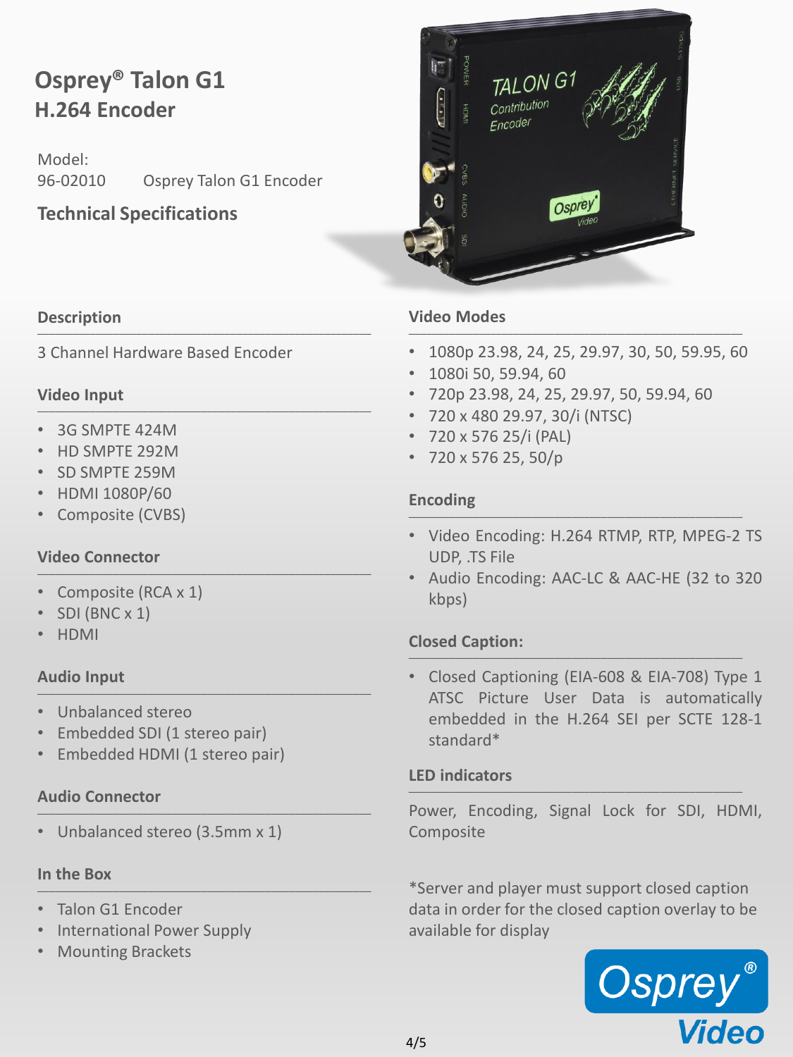# Osprey® Talon G1
## H.264 Encoder

Model:
96-02010 Osprey Talon G1 Encoder

## Technical Specifications

### Description

3 Channel Hardware Based Encoder

### Video Input

- 3G SMPTE 424M
- HD SMPTE 292M
- SD SMPTE 259M
- HDMI 1080P/60
- Composite (CVBS)

### Video Connector

- Composite (RCA x 1)
- SDI (BNC x 1)
- HDMI

### Audio Input

- Unbalanced stereo
- Embedded SDI (1 stereo pair)
- Embedded HDMI (1 stereo pair)

### Audio Connector

- Unbalanced stereo (3.5mm x 1)

### In the Box

- Talon G1 Encoder
- International Power Supply
- Mounting Brackets

### Video Modes

- 1080p 23.98, 24, 25, 29.97, 30, 50, 59.95, 60
- 1080i 50, 59.94, 60
- 720p 23.98, 24, 25, 29.97, 50, 59.94, 60
- 720 x 480 29.97, 30/i (NTSC)
- 720 x 576 25/i (PAL)
- 720 x 576 25, 50/p

### Encoding

- Video Encoding: H.264 RTMP, RTP, MPEG-2 TS UDP, .TS File
- Audio Encoding: AAC-LC & AAC-HE (32 to 320 kbps)

### Closed Caption:

- Closed Captioning (EIA-608 & EIA-708) Type 1 ATSC Picture User Data is automatically embedded in the H.264 SEI per SCTE 128-1 standard*

### LED indicators

Power, Encoding, Signal Lock for SDI, HDMI, Composite

*Server and player must support closed caption data in order for the closed caption overlay to be available for display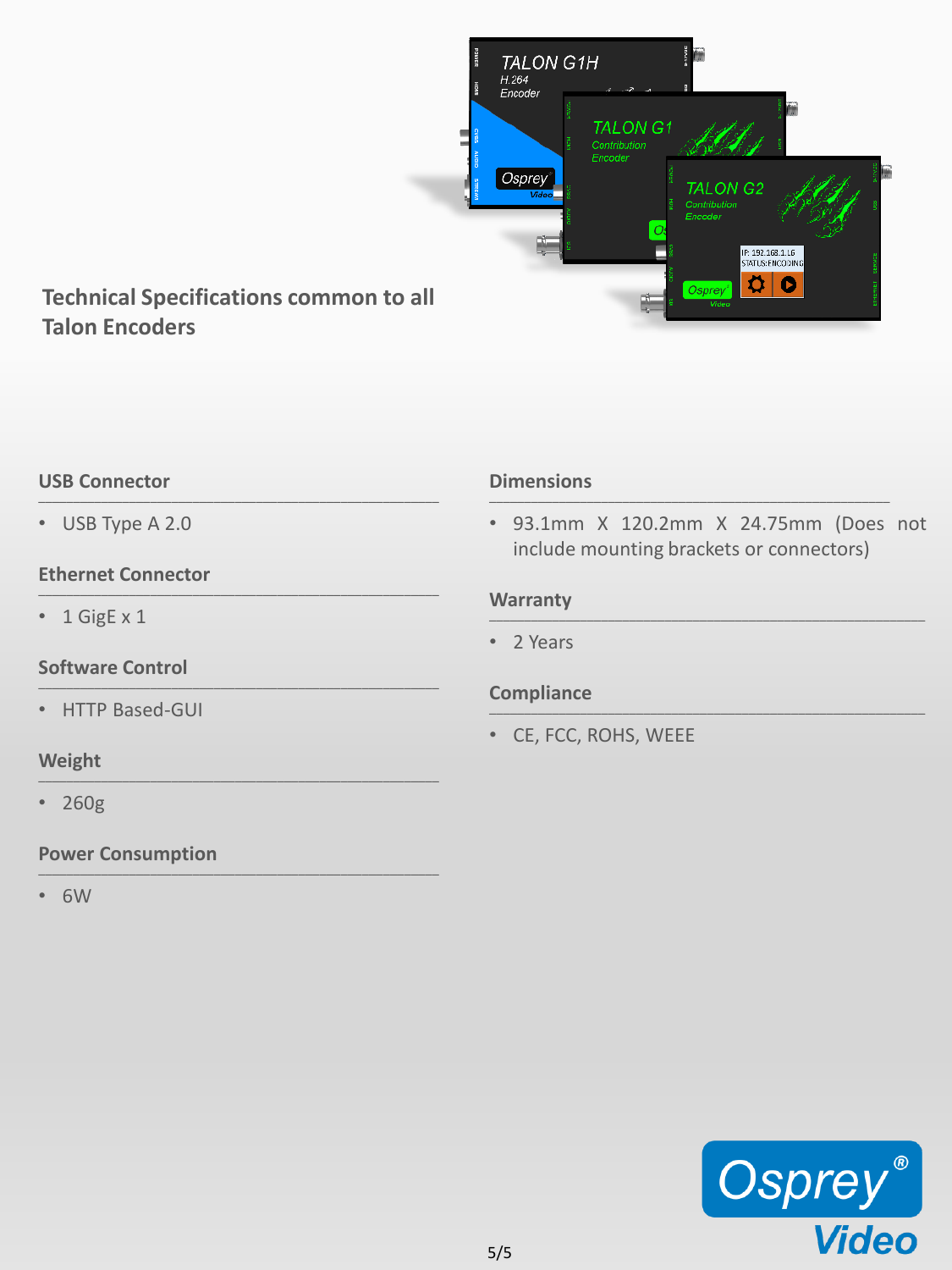## Technical Specifications common to all Talon Encoders

### USB Connector

- USB Type A 2.0

### Ethernet Connector

- 1 GigE x 1

### Software Control

- HTTP Based-GUI

### Weight

- 260g

### Power Consumption

- 6W

### Dimensions

- 93.1mm X 120.2mm X 24.75mm (Does not include mounting brackets or connectors)

### Warranty

- 2 Years

### Compliance

- CE, FCC, ROHS, WEEE